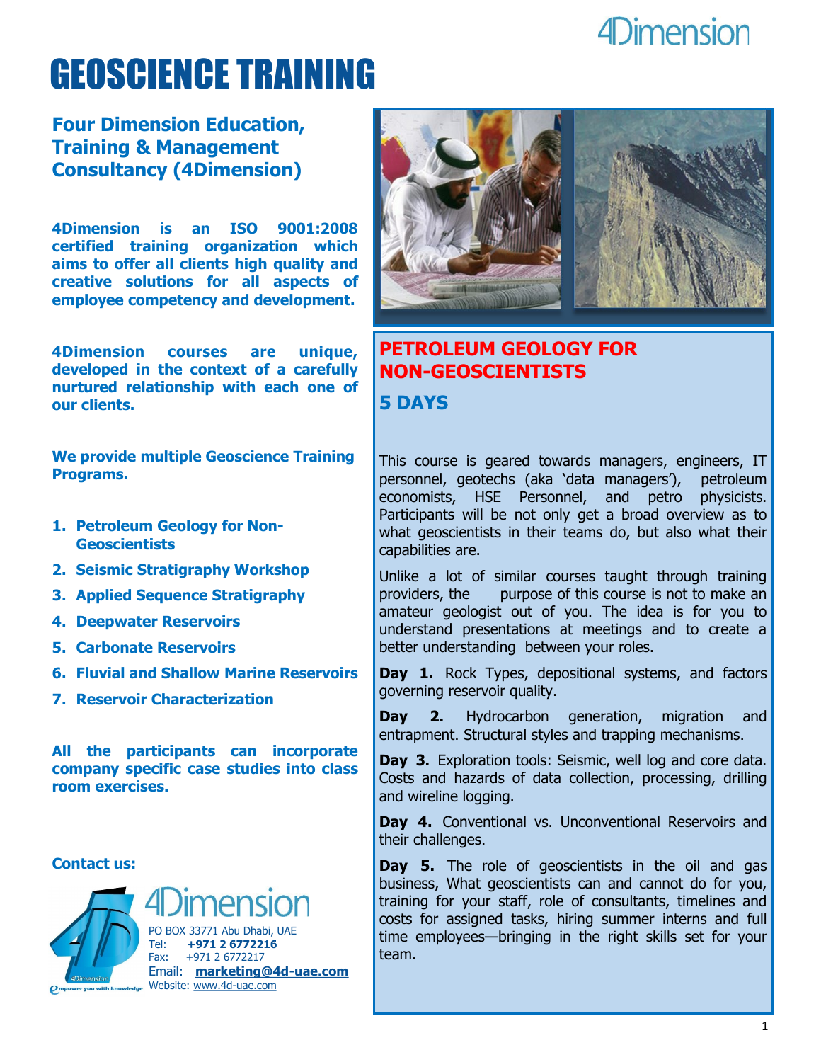4Dimension

# GEOSCIENCE TRAINING

## Four Dimension Education, Training & Management Consultancy (4Dimension)

**4Dimension is an ISO 9001:2008 certified training organization which aims to offer all clients high quality and creative solutions for all aspects of employee competency and development.**

**4Dimension courses are unique, developed in the context of a carefully nurtured relationship with each one of our clients.**

**We provide multiple Geoscience Training Programs.**

1. **Petroleum Geology for Non-Geoscientists**
2. **Seismic Stratigraphy Workshop**
3. **Applied Sequence Stratigraphy**
4. **Deepwater Reservoirs**
5. **Carbonate Reservoirs**
6. **Fluvial and Shallow Marine Reservoirs**
7. **Reservoir Characterization**

**All the participants can incorporate company specific case studies into class room exercises.**

**Contact us:**

4Dimension

PO BOX 33771 Abu Dhabi, UAE
Tel: **+971 2 6772216**
Fax: +971 2 6772217
Email: **marketing@4d-uae.com**
Website: www.4d-uae.com

## PETROLEUM GEOLOGY FOR NON-GEOSCIENTISTS

### 5 DAYS

This course is geared towards managers, engineers, IT personnel, geotechs (aka 'data managers'), petroleum economists, HSE Personnel, and petro physicists. Participants will be not only get a broad overview as to what geoscientists in their teams do, but also what their capabilities are.

Unlike a lot of similar courses taught through training providers, the purpose of this course is not to make an amateur geologist out of you. The idea is for you to understand presentations at meetings and to create a better understanding between your roles.

**Day 1.** Rock Types, depositional systems, and factors governing reservoir quality.

**Day 2.** Hydrocarbon generation, migration and entrapment. Structural styles and trapping mechanisms.

**Day 3.** Exploration tools: Seismic, well log and core data. Costs and hazards of data collection, processing, drilling and wireline logging.

**Day 4.** Conventional vs. Unconventional Reservoirs and their challenges.

**Day 5.** The role of geoscientists in the oil and gas business, What geoscientists can and cannot do for you, training for your staff, role of consultants, timelines and costs for assigned tasks, hiring summer interns and full time employees—bringing in the right skills set for your team.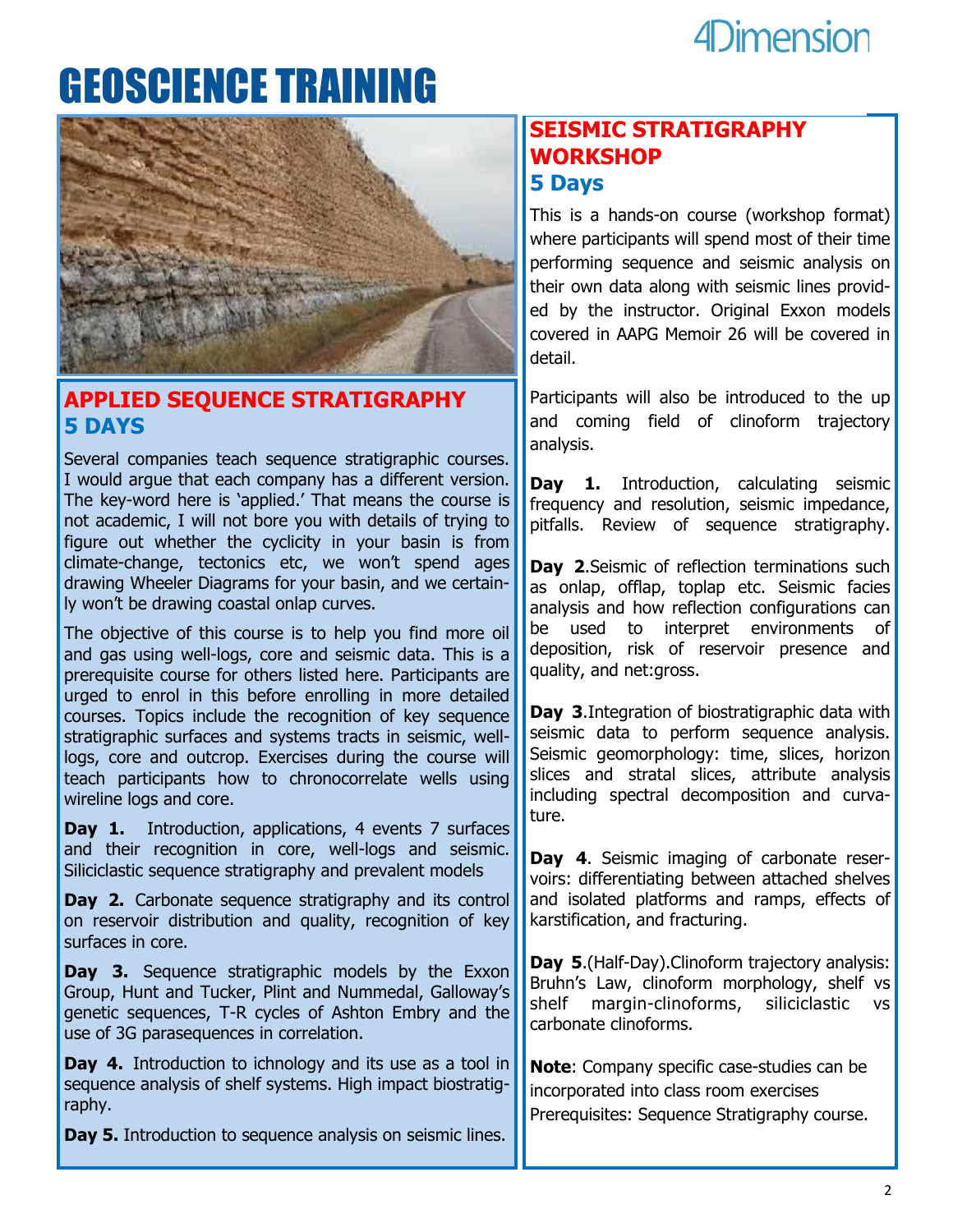# GEOSCIENCE TRAINING

## APPLIED SEQUENCE STRATIGRAPHY
## 5 DAYS

Several companies teach sequence stratigraphic courses. I would argue that each company has a different version. The key-word here is 'applied.' That means the course is not academic, I will not bore you with details of trying to figure out whether the cyclicity in your basin is from climate-change, tectonics etc, we won't spend ages drawing Wheeler Diagrams for your basin, and we certainly won't be drawing coastal onlap curves.

The objective of this course is to help you find more oil and gas using well-logs, core and seismic data. This is a prerequisite course for others listed here. Participants are urged to enrol in this before enrolling in more detailed courses. Topics include the recognition of key sequence stratigraphic surfaces and systems tracts in seismic, well-logs, core and outcrop. Exercises during the course will teach participants how to chronocorrelate wells using wireline logs and core.

**Day 1.** Introduction, applications, 4 events 7 surfaces and their recognition in core, well-logs and seismic. Siliciclastic sequence stratigraphy and prevalent models

**Day 2.** Carbonate sequence stratigraphy and its control on reservoir distribution and quality, recognition of key surfaces in core.

**Day 3.** Sequence stratigraphic models by the Exxon Group, Hunt and Tucker, Plint and Nummedal, Galloway's genetic sequences, T-R cycles of Ashton Embry and the use of 3G parasequences in correlation.

**Day 4.** Introduction to ichnology and its use as a tool in sequence analysis of shelf systems. High impact biostratigraphy.

**Day 5.** Introduction to sequence analysis on seismic lines.

## SEISMIC STRATIGRAPHY WORKSHOP
## 5 Days

This is a hands-on course (workshop format) where participants will spend most of their time performing sequence and seismic analysis on their own data along with seismic lines provided by the instructor. Original Exxon models covered in AAPG Memoir 26 will be covered in detail.

Participants will also be introduced to the up and coming field of clinoform trajectory analysis.

**Day 1.** Introduction, calculating seismic frequency and resolution, seismic impedance, pitfalls. Review of sequence stratigraphy.

**Day 2**.Seismic of reflection terminations such as onlap, offlap, toplap etc. Seismic facies analysis and how reflection configurations can be used to interpret environments of deposition, risk of reservoir presence and quality, and net:gross.

**Day 3**.Integration of biostratigraphic data with seismic data to perform sequence analysis. Seismic geomorphology: time, slices, horizon slices and stratal slices, attribute analysis including spectral decomposition and curvature.

**Day 4**. Seismic imaging of carbonate reservoirs: differentiating between attached shelves and isolated platforms and ramps, effects of karstification, and fracturing.

**Day 5**.(Half-Day).Clinoform trajectory analysis: Bruhn's Law, clinoform morphology, shelf vs shelf margin-clinoforms, siliciclastic vs carbonate clinoforms.

**Note**: Company specific case-studies can be incorporated into class room exercises
Prerequisites: Sequence Stratigraphy course.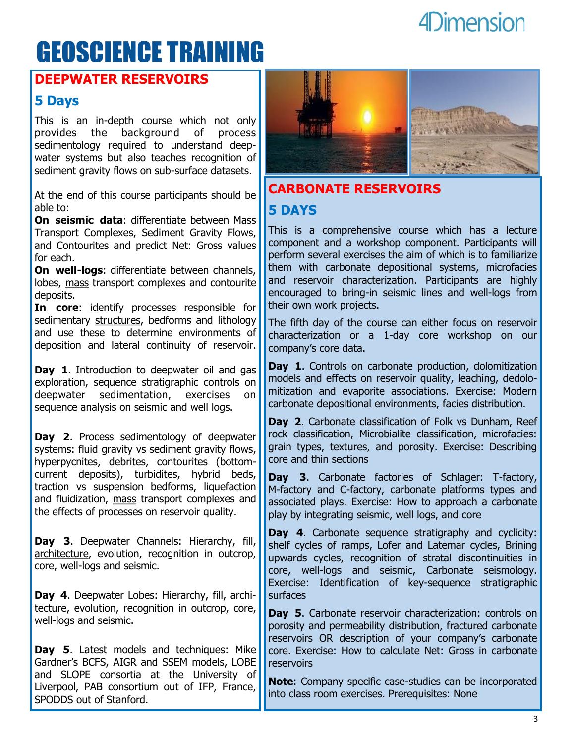# GEOSCIENCE TRAINING

## DEEPWATER RESERVOIRS

### 5 Days

This is an in-depth course which not only provides the background of process sedimentology required to understand deep-water systems but also teaches recognition of sediment gravity flows on sub-surface datasets.

At the end of this course participants should be able to:

**On seismic data**: differentiate between Mass Transport Complexes, Sediment Gravity Flows, and Contourites and predict Net: Gross values for each.

**On well-logs**: differentiate between channels, lobes, mass transport complexes and contourite deposits.

**In core**: identify processes responsible for sedimentary structures, bedforms and lithology and use these to determine environments of deposition and lateral continuity of reservoir.

**Day 1**. Introduction to deepwater oil and gas exploration, sequence stratigraphic controls on deepwater sedimentation, exercises on sequence analysis on seismic and well logs.

**Day 2**. Process sedimentology of deepwater systems: fluid gravity vs sediment gravity flows, hyperpycnites, debrites, contourites (bottom-current deposits), turbidites, hybrid beds, traction vs suspension bedforms, liquefaction and fluidization, mass transport complexes and the effects of processes on reservoir quality.

**Day 3**. Deepwater Channels: Hierarchy, fill, architecture, evolution, recognition in outcrop, core, well-logs and seismic.

**Day 4**. Deepwater Lobes: Hierarchy, fill, architecture, evolution, recognition in outcrop, core, well-logs and seismic.

**Day 5**. Latest models and techniques: Mike Gardner's BCFS, AIGR and SSEM models, LOBE and SLOPE consortia at the University of Liverpool, PAB consortium out of IFP, France, SPODDS out of Stanford.

## CARBONATE RESERVOIRS

### 5 DAYS

This is a comprehensive course which has a lecture component and a workshop component. Participants will perform several exercises the aim of which is to familiarize them with carbonate depositional systems, microfacies and reservoir characterization. Participants are highly encouraged to bring-in seismic lines and well-logs from their own work projects.

The fifth day of the course can either focus on reservoir characterization or a 1-day core workshop on our company's core data.

**Day 1**. Controls on carbonate production, dolomitization models and effects on reservoir quality, leaching, dedolomitization and evaporite associations. Exercise: Modern carbonate depositional environments, facies distribution.

**Day 2**. Carbonate classification of Folk vs Dunham, Reef rock classification, Microbialite classification, microfacies: grain types, textures, and porosity. Exercise: Describing core and thin sections

**Day 3**. Carbonate factories of Schlager: T-factory, M-factory and C-factory, carbonate platforms types and associated plays. Exercise: How to approach a carbonate play by integrating seismic, well logs, and core

**Day 4**. Carbonate sequence stratigraphy and cyclicity: shelf cycles of ramps, Lofer and Latemar cycles, Brining upwards cycles, recognition of stratal discontinuities in core, well-logs and seismic, Carbonate seismology. Exercise: Identification of key-sequence stratigraphic surfaces

**Day 5**. Carbonate reservoir characterization: controls on porosity and permeability distribution, fractured carbonate reservoirs OR description of your company's carbonate core. Exercise: How to calculate Net: Gross in carbonate reservoirs

**Note**: Company specific case-studies can be incorporated into class room exercises. Prerequisites: None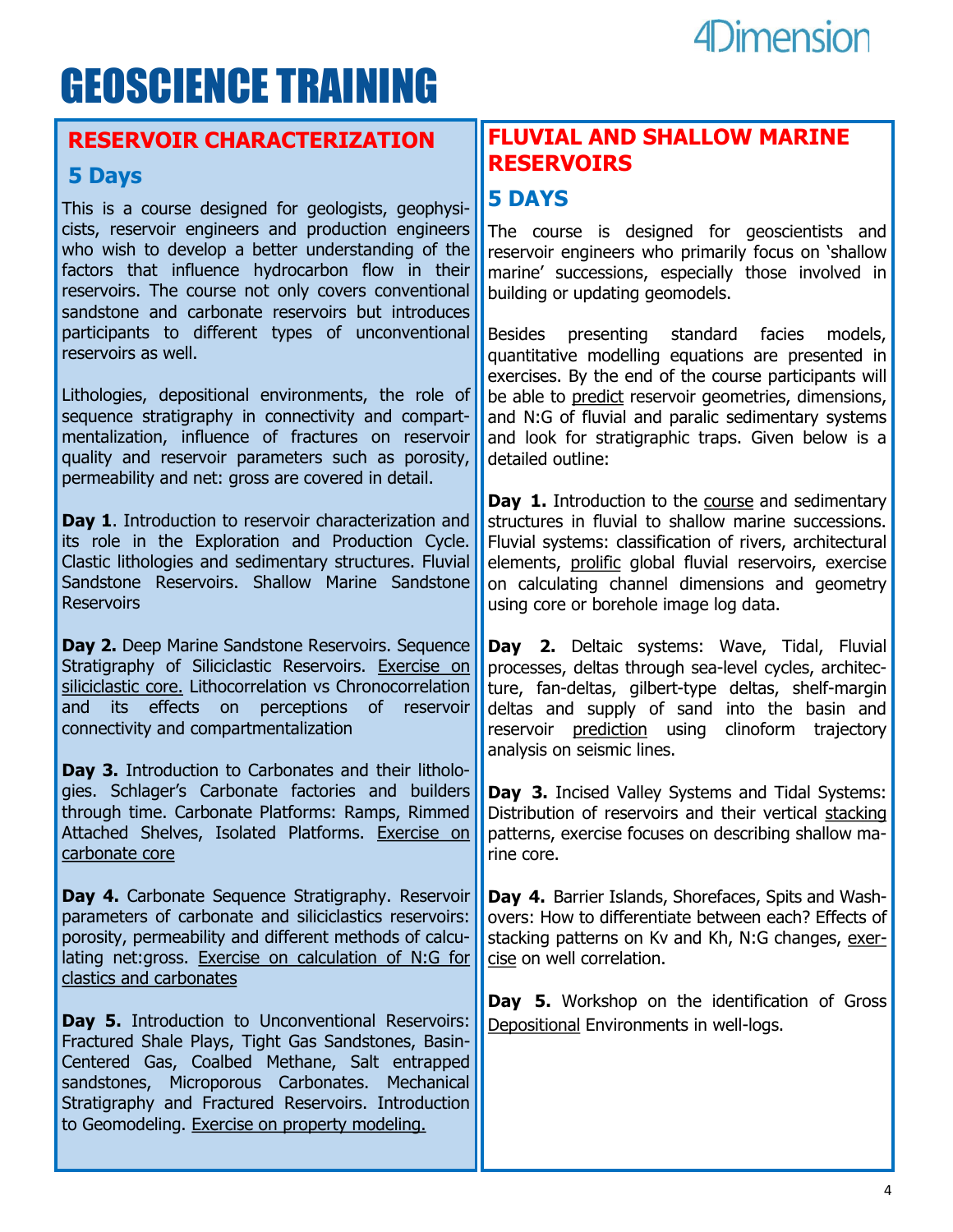# GEOSCIENCE TRAINING

## RESERVOIR CHARACTERIZATION

### 5 Days

This is a course designed for geologists, geophysicists, reservoir engineers and production engineers who wish to develop a better understanding of the factors that influence hydrocarbon flow in their reservoirs. The course not only covers conventional sandstone and carbonate reservoirs but introduces participants to different types of unconventional reservoirs as well.

Lithologies, depositional environments, the role of sequence stratigraphy in connectivity and compartmentalization, influence of fractures on reservoir quality and reservoir parameters such as porosity, permeability and net: gross are covered in detail.

**Day 1**. Introduction to reservoir characterization and its role in the Exploration and Production Cycle. Clastic lithologies and sedimentary structures. Fluvial Sandstone Reservoirs. Shallow Marine Sandstone Reservoirs

**Day 2.** Deep Marine Sandstone Reservoirs. Sequence Stratigraphy of Siliciclastic Reservoirs. Exercise on siliciclastic core. Lithocorrelation vs Chronocorrelation and its effects on perceptions of reservoir connectivity and compartmentalization

**Day 3.** Introduction to Carbonates and their lithologies. Schlager's Carbonate factories and builders through time. Carbonate Platforms: Ramps, Rimmed Attached Shelves, Isolated Platforms. Exercise on carbonate core

**Day 4.** Carbonate Sequence Stratigraphy. Reservoir parameters of carbonate and siliciclastics reservoirs: porosity, permeability and different methods of calculating net:gross. Exercise on calculation of N:G for clastics and carbonates

**Day 5.** Introduction to Unconventional Reservoirs: Fractured Shale Plays, Tight Gas Sandstones, Basin-Centered Gas, Coalbed Methane, Salt entrapped sandstones, Microporous Carbonates. Mechanical Stratigraphy and Fractured Reservoirs. Introduction to Geomodeling. Exercise on property modeling.

## FLUVIAL AND SHALLOW MARINE RESERVOIRS

### 5 DAYS

The course is designed for geoscientists and reservoir engineers who primarily focus on 'shallow marine' successions, especially those involved in building or updating geomodels.

Besides presenting standard facies models, quantitative modelling equations are presented in exercises. By the end of the course participants will be able to predict reservoir geometries, dimensions, and N:G of fluvial and paralic sedimentary systems and look for stratigraphic traps. Given below is a detailed outline:

**Day 1.** Introduction to the course and sedimentary structures in fluvial to shallow marine successions. Fluvial systems: classification of rivers, architectural elements, prolific global fluvial reservoirs, exercise on calculating channel dimensions and geometry using core or borehole image log data.

**Day 2.** Deltaic systems: Wave, Tidal, Fluvial processes, deltas through sea-level cycles, architecture, fan-deltas, gilbert-type deltas, shelf-margin deltas and supply of sand into the basin and reservoir prediction using clinoform trajectory analysis on seismic lines.

**Day 3.** Incised Valley Systems and Tidal Systems: Distribution of reservoirs and their vertical stacking patterns, exercise focuses on describing shallow marine core.

**Day 4.** Barrier Islands, Shorefaces, Spits and Washovers: How to differentiate between each? Effects of stacking patterns on Kv and Kh, N:G changes, exercise on well correlation.

**Day 5.** Workshop on the identification of Gross Depositional Environments in well-logs.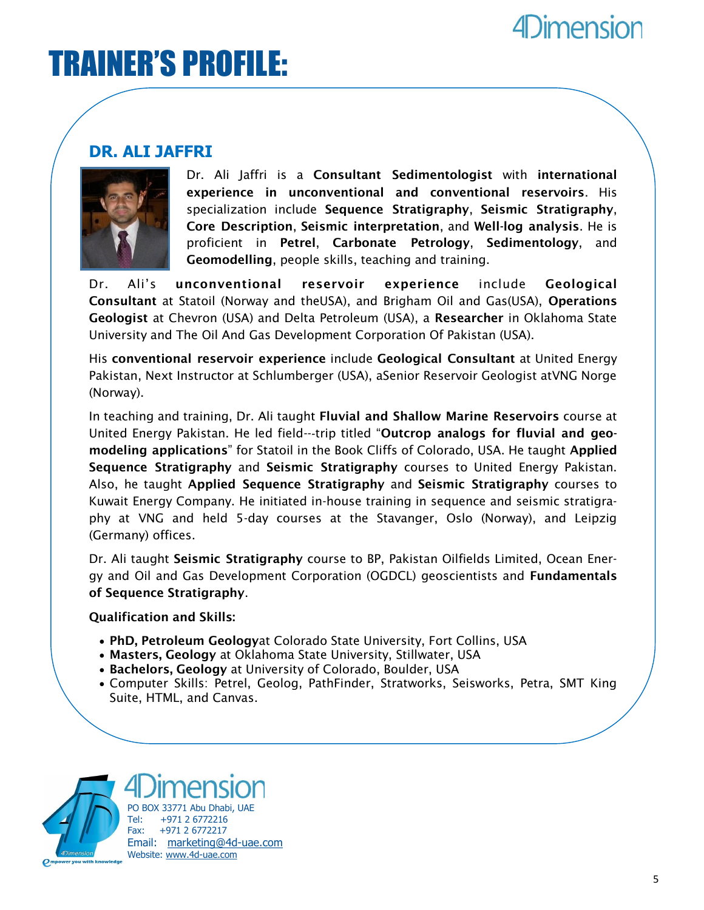# TRAINER'S PROFILE:

## DR. ALI JAFFRI

Dr. Ali Jaffri is a **Consultant Sedimentologist** with **international experience in unconventional and conventional reservoirs**. His specialization include **Sequence Stratigraphy**, **Seismic Stratigraphy**, **Core Description**, **Seismic interpretation**, and **Well-log analysis**. He is proficient in **Petrel**, **Carbonate Petrology**, **Sedimentology**, and **Geomodelling**, people skills, teaching and training.

Dr. Ali's **unconventional reservoir experience** include **Geological Consultant** at Statoil (Norway and theUSA), and Brigham Oil and Gas(USA), **Operations Geologist** at Chevron (USA) and Delta Petroleum (USA), a **Researcher** in Oklahoma State University and The Oil And Gas Development Corporation Of Pakistan (USA).

His **conventional reservoir experience** include **Geological Consultant** at United Energy Pakistan, Next Instructor at Schlumberger (USA), aSenior Reservoir Geologist atVNG Norge (Norway).

In teaching and training, Dr. Ali taught **Fluvial and Shallow Marine Reservoirs** course at United Energy Pakistan. He led field---trip titled "**Outcrop analogs for fluvial and geo-modeling applications**" for Statoil in the Book Cliffs of Colorado, USA. He taught **Applied Sequence Stratigraphy** and **Seismic Stratigraphy** courses to United Energy Pakistan. Also, he taught **Applied Sequence Stratigraphy** and **Seismic Stratigraphy** courses to Kuwait Energy Company. He initiated in-house training in sequence and seismic stratigraphy at VNG and held 5-day courses at the Stavanger, Oslo (Norway), and Leipzig (Germany) offices.

Dr. Ali taught **Seismic Stratigraphy** course to BP, Pakistan Oilfields Limited, Ocean Energy and Oil and Gas Development Corporation (OGDCL) geoscientists and **Fundamentals of Sequence Stratigraphy**.

**Qualification and Skills:**

- **PhD, Petroleum Geology**at Colorado State University, Fort Collins, USA
- **Masters, Geology** at Oklahoma State University, Stillwater, USA
- **Bachelors, Geology** at University of Colorado, Boulder, USA
- Computer Skills: Petrel, Geolog, PathFinder, Stratworks, Seisworks, Petra, SMT King Suite, HTML, and Canvas.

4Dimension
PO BOX 33771 Abu Dhabi, UAE
Tel: +971 2 6772216
Fax: +971 2 6772217
Email: marketing@4d-uae.com
Website: www.4d-uae.com